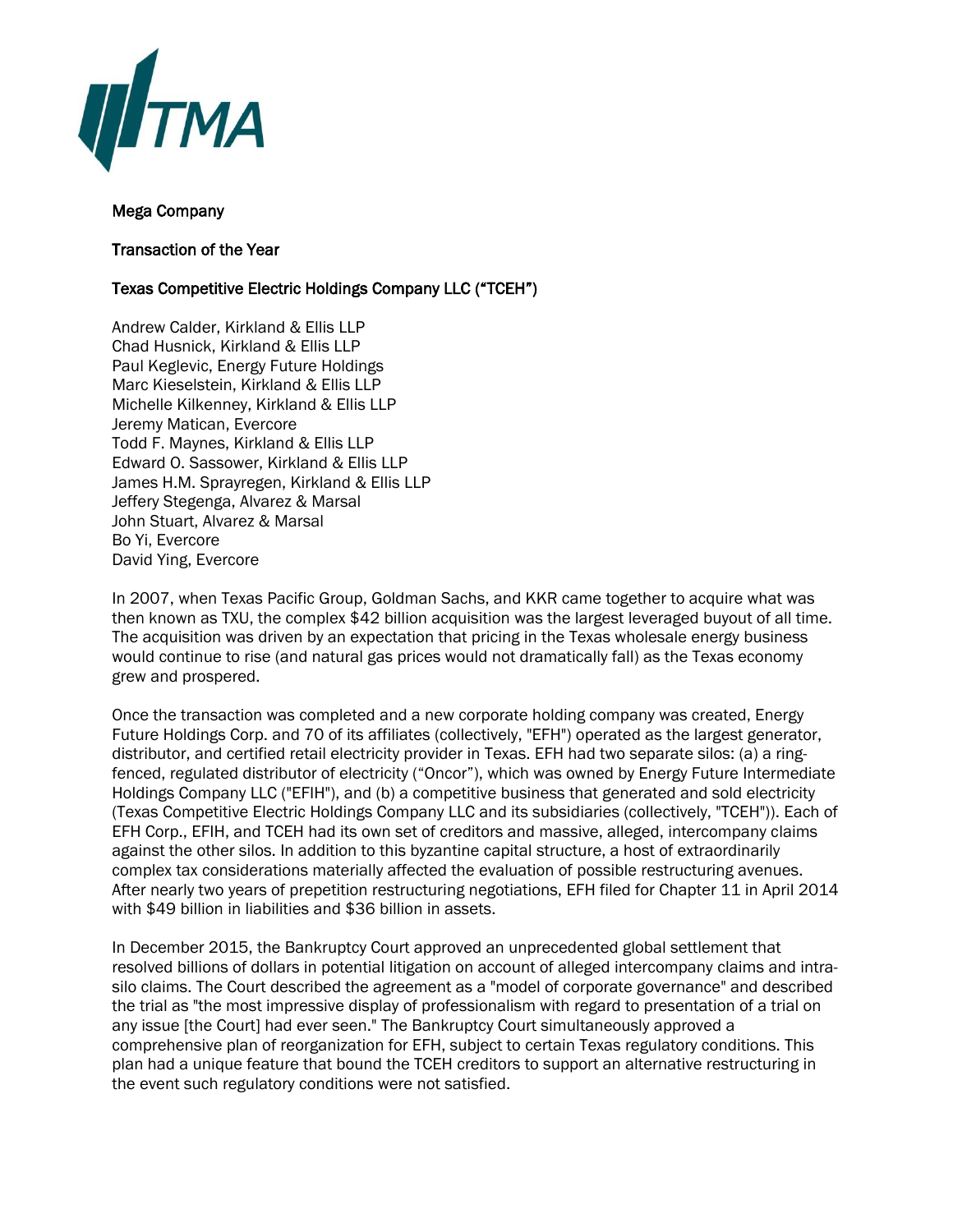**Mega Company**

**Transaction of the Year**

**Texas Competitive Electric Holdings Company LLC ("TCEH")**

Andrew Calder, Kirkland & Ellis LLP
Chad Husnick, Kirkland & Ellis LLP
Paul Keglevic, Energy Future Holdings
Marc Kieselstein, Kirkland & Ellis LLP
Michelle Kilkenney, Kirkland & Ellis LLP
Jeremy Matican, Evercore
Todd F. Maynes, Kirkland & Ellis LLP
Edward O. Sassower, Kirkland & Ellis LLP
James H.M. Sprayregen, Kirkland & Ellis LLP
Jeffery Stegenga, Alvarez & Marsal
John Stuart, Alvarez & Marsal
Bo Yi, Evercore
David Ying, Evercore

In 2007, when Texas Pacific Group, Goldman Sachs, and KKR came together to acquire what was then known as TXU, the complex $42 billion acquisition was the largest leveraged buyout of all time. The acquisition was driven by an expectation that pricing in the Texas wholesale energy business would continue to rise (and natural gas prices would not dramatically fall) as the Texas economy grew and prospered.

Once the transaction was completed and a new corporate holding company was created, Energy Future Holdings Corp. and 70 of its affiliates (collectively, "EFH") operated as the largest generator, distributor, and certified retail electricity provider in Texas. EFH had two separate silos: (a) a ring-fenced, regulated distributor of electricity ("Oncor"), which was owned by Energy Future Intermediate Holdings Company LLC ("EFIH"), and (b) a competitive business that generated and sold electricity (Texas Competitive Electric Holdings Company LLC and its subsidiaries (collectively, "TCEH")). Each of EFH Corp., EFIH, and TCEH had its own set of creditors and massive, alleged, intercompany claims against the other silos. In addition to this byzantine capital structure, a host of extraordinarily complex tax considerations materially affected the evaluation of possible restructuring avenues. After nearly two years of prepetition restructuring negotiations, EFH filed for Chapter 11 in April 2014 with $49 billion in liabilities and $36 billion in assets.

In December 2015, the Bankruptcy Court approved an unprecedented global settlement that resolved billions of dollars in potential litigation on account of alleged intercompany claims and intra-silo claims. The Court described the agreement as a "model of corporate governance" and described the trial as "the most impressive display of professionalism with regard to presentation of a trial on any issue [the Court] had ever seen." The Bankruptcy Court simultaneously approved a comprehensive plan of reorganization for EFH, subject to certain Texas regulatory conditions. This plan had a unique feature that bound the TCEH creditors to support an alternative restructuring in the event such regulatory conditions were not satisfied.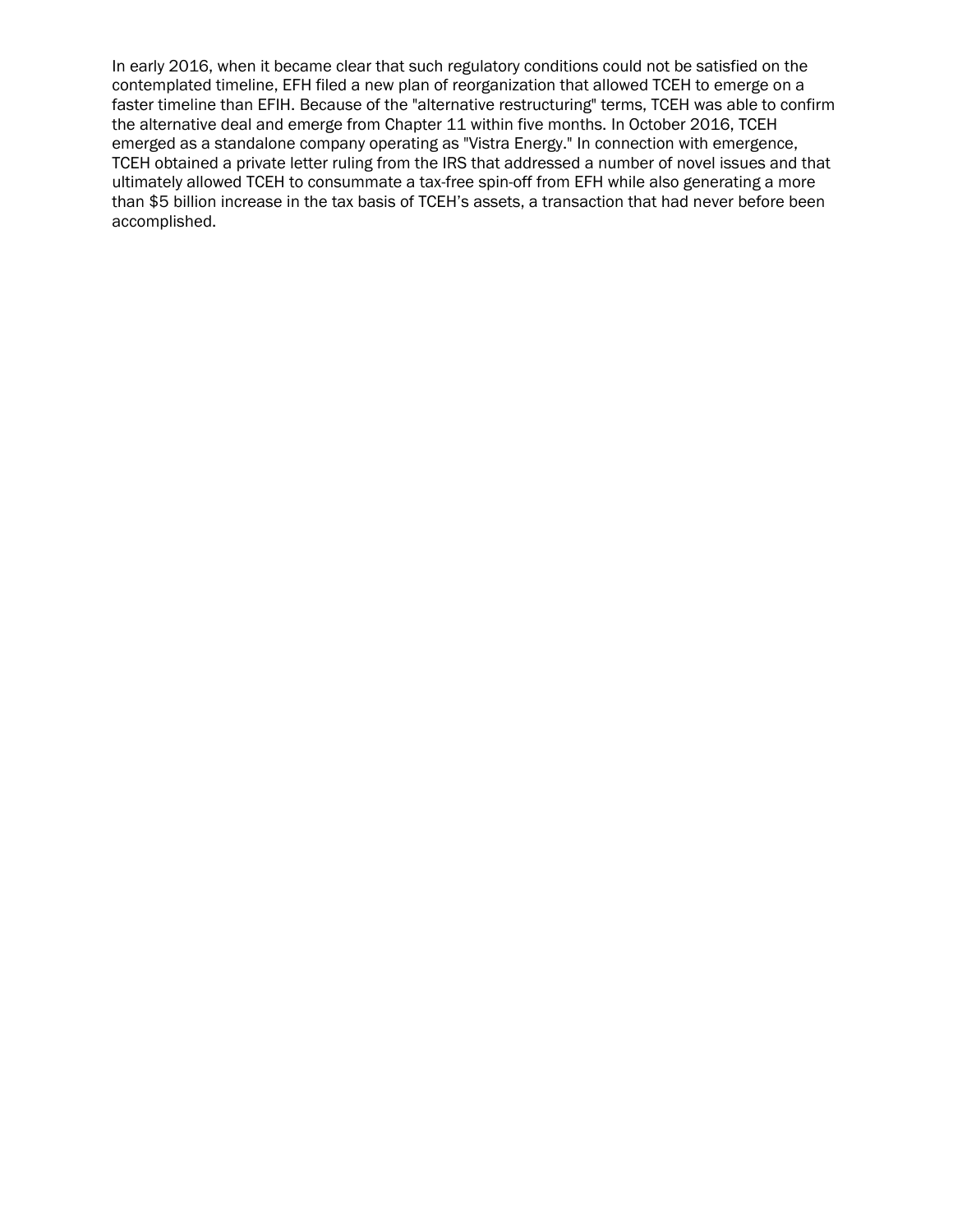In early 2016, when it became clear that such regulatory conditions could not be satisfied on the contemplated timeline, EFH filed a new plan of reorganization that allowed TCEH to emerge on a faster timeline than EFIH. Because of the "alternative restructuring" terms, TCEH was able to confirm the alternative deal and emerge from Chapter 11 within five months. In October 2016, TCEH emerged as a standalone company operating as "Vistra Energy." In connection with emergence, TCEH obtained a private letter ruling from the IRS that addressed a number of novel issues and that ultimately allowed TCEH to consummate a tax-free spin-off from EFH while also generating a more than $5 billion increase in the tax basis of TCEH's assets, a transaction that had never before been accomplished.